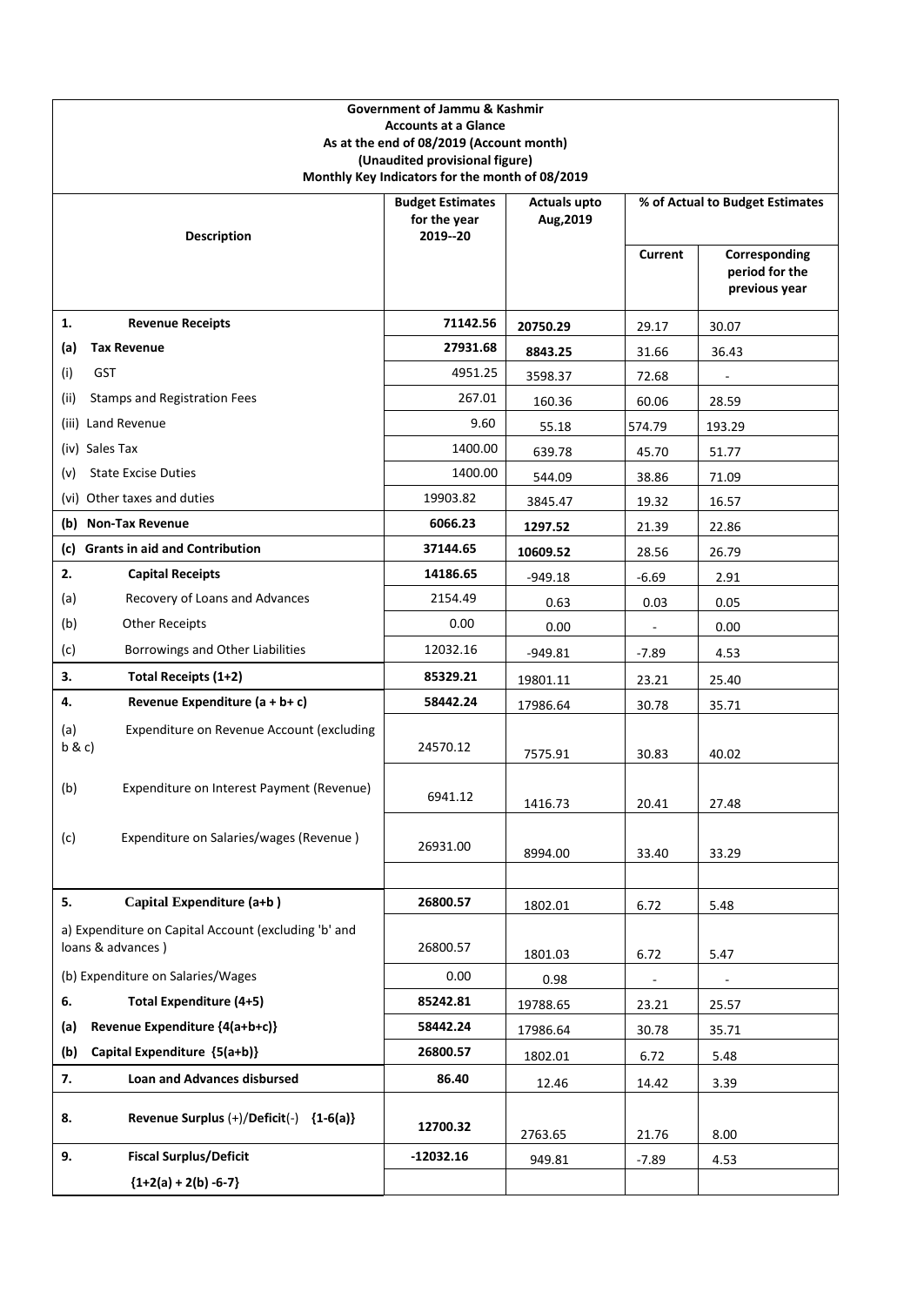**Government of Jammu & Kashmir**
**Accounts at a Glance**
**As at the end of 08/2019 (Account month)**
**(Unaudited provisional figure)**
**Monthly Key Indicators for the month of 08/2019**

| Description | Budget Estimates for the year 2019--20 | Actuals upto Aug,2019 | % of Actual to Budget Estimates | |
|---|---|---|---|---|
| | | | Current | Corresponding period for the previous year |
| **1. Revenue Receipts** | **71142.56** | **20750.29** | 29.17 | 30.07 |
| **(a) Tax Revenue** | **27931.68** | **8843.25** | 31.66 | 36.43 |
| (i) GST | 4951.25 | 3598.37 | 72.68 | - |
| (ii) Stamps and Registration Fees | 267.01 | 160.36 | 60.06 | 28.59 |
| (iii) Land Revenue | 9.60 | 55.18 | 574.79 | 193.29 |
| (iv) Sales Tax | 1400.00 | 639.78 | 45.70 | 51.77 |
| (v) State Excise Duties | 1400.00 | 544.09 | 38.86 | 71.09 |
| (vi) Other taxes and duties | 19903.82 | 3845.47 | 19.32 | 16.57 |
| **(b) Non-Tax Revenue** | **6066.23** | **1297.52** | 21.39 | 22.86 |
| **(c) Grants in aid and Contribution** | **37144.65** | **10609.52** | 28.56 | 26.79 |
| **2. Capital Receipts** | **14186.65** | -949.18 | -6.69 | 2.91 |
| (a) Recovery of Loans and Advances | 2154.49 | 0.63 | 0.03 | 0.05 |
| (b) Other Receipts | 0.00 | 0.00 | - | 0.00 |
| (c) Borrowings and Other Liabilities | 12032.16 | -949.81 | -7.89 | 4.53 |
| **3. Total Receipts (1+2)** | **85329.21** | 19801.11 | 23.21 | 25.40 |
| **4. Revenue Expenditure (a + b+ c)** | **58442.24** | 17986.64 | 30.78 | 35.71 |
| (a) Expenditure on Revenue Account (excluding b & c) | 24570.12 | 7575.91 | 30.83 | 40.02 |
| (b) Expenditure on Interest Payment (Revenue) | 6941.12 | 1416.73 | 20.41 | 27.48 |
| (c) Expenditure on Salaries/wages (Revenue ) | 26931.00 | 8994.00 | 33.40 | 33.29 |
| | | | | |
| **5. Capital Expenditure (a+b )** | **26800.57** | 1802.01 | 6.72 | 5.48 |
| a) Expenditure on Capital Account (excluding 'b' and loans & advances ) | 26800.57 | 1801.03 | 6.72 | 5.47 |
| (b) Expenditure on Salaries/Wages | 0.00 | 0.98 | - | - |
| **6. Total Expenditure (4+5)** | **85242.81** | 19788.65 | 23.21 | 25.57 |
| **(a) Revenue Expenditure {4(a+b+c)}** | **58442.24** | 17986.64 | 30.78 | 35.71 |
| **(b) Capital Expenditure {5(a+b)}** | **26800.57** | 1802.01 | 6.72 | 5.48 |
| **7. Loan and Advances disbursed** | **86.40** | 12.46 | 14.42 | 3.39 |
| **8. Revenue Surplus (+)/Deficit(-) {1-6(a)}** | **12700.32** | 2763.65 | 21.76 | 8.00 |
| **9. Fiscal Surplus/Deficit {1+2(a) + 2(b) -6-7}** | **-12032.16** | 949.81 | -7.89 | 4.53 |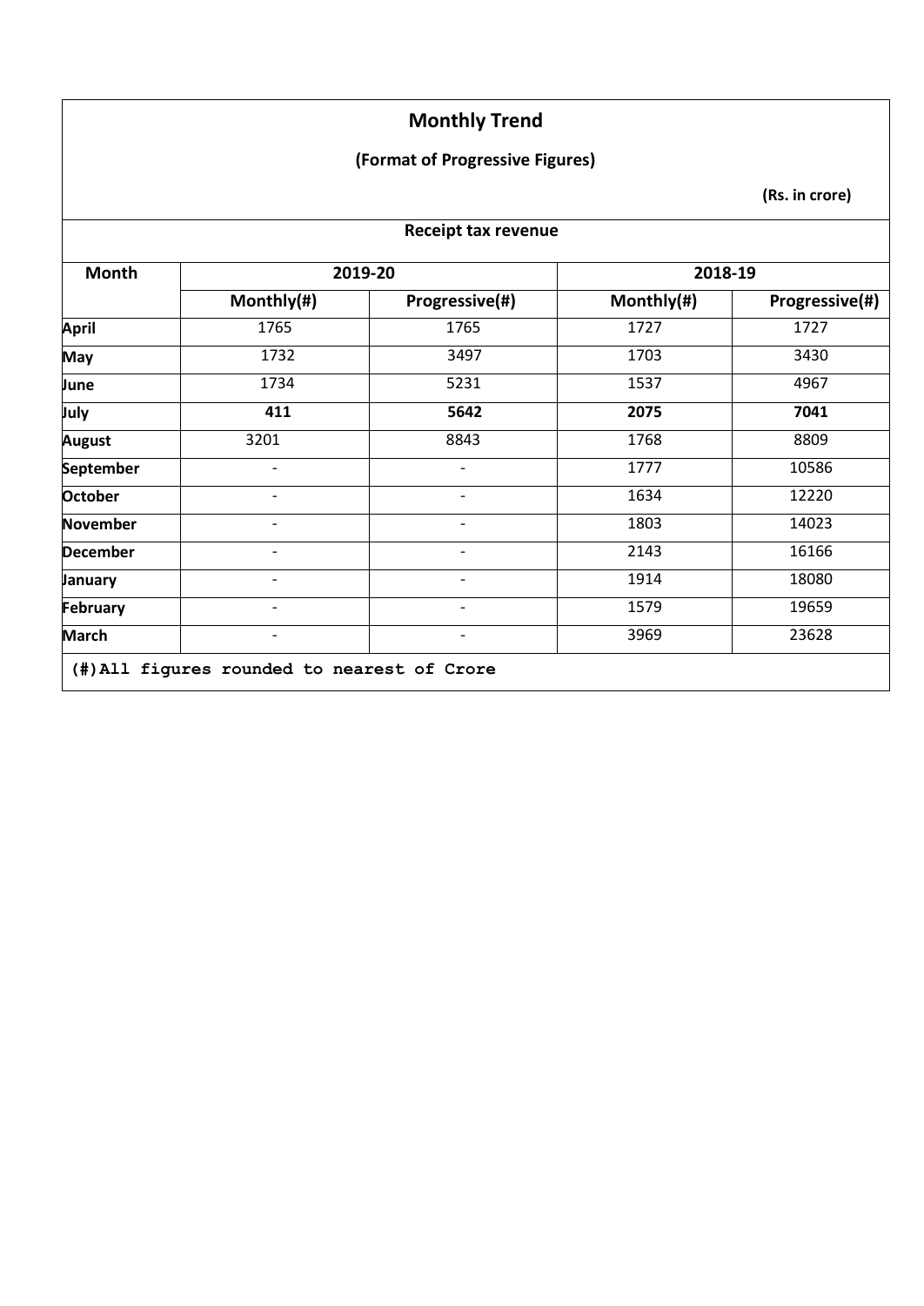## Monthly Trend

**(Format of Progressive Figures)**

**(Rs. in crore)**

**Receipt tax revenue**

| Month | 2019-20 | | 2018-19 | |
|---|---|---|---|---|
| | Monthly(#) | Progressive(#) | Monthly(#) | Progressive(#) |
| **April** | 1765 | 1765 | 1727 | 1727 |
| **May** | 1732 | 3497 | 1703 | 3430 |
| **June** | 1734 | 5231 | 1537 | 4967 |
| **July** | **411** | **5642** | **2075** | **7041** |
| **August** | 3201 | 8843 | 1768 | 8809 |
| **September** | - | - | 1777 | 10586 |
| **October** | - | - | 1634 | 12220 |
| **November** | - | - | 1803 | 14023 |
| **December** | - | - | 2143 | 16166 |
| **January** | - | - | 1914 | 18080 |
| **February** | - | - | 1579 | 19659 |
| **March** | - | - | 3969 | 23628 |

**(#)All figures rounded to nearest of Crore**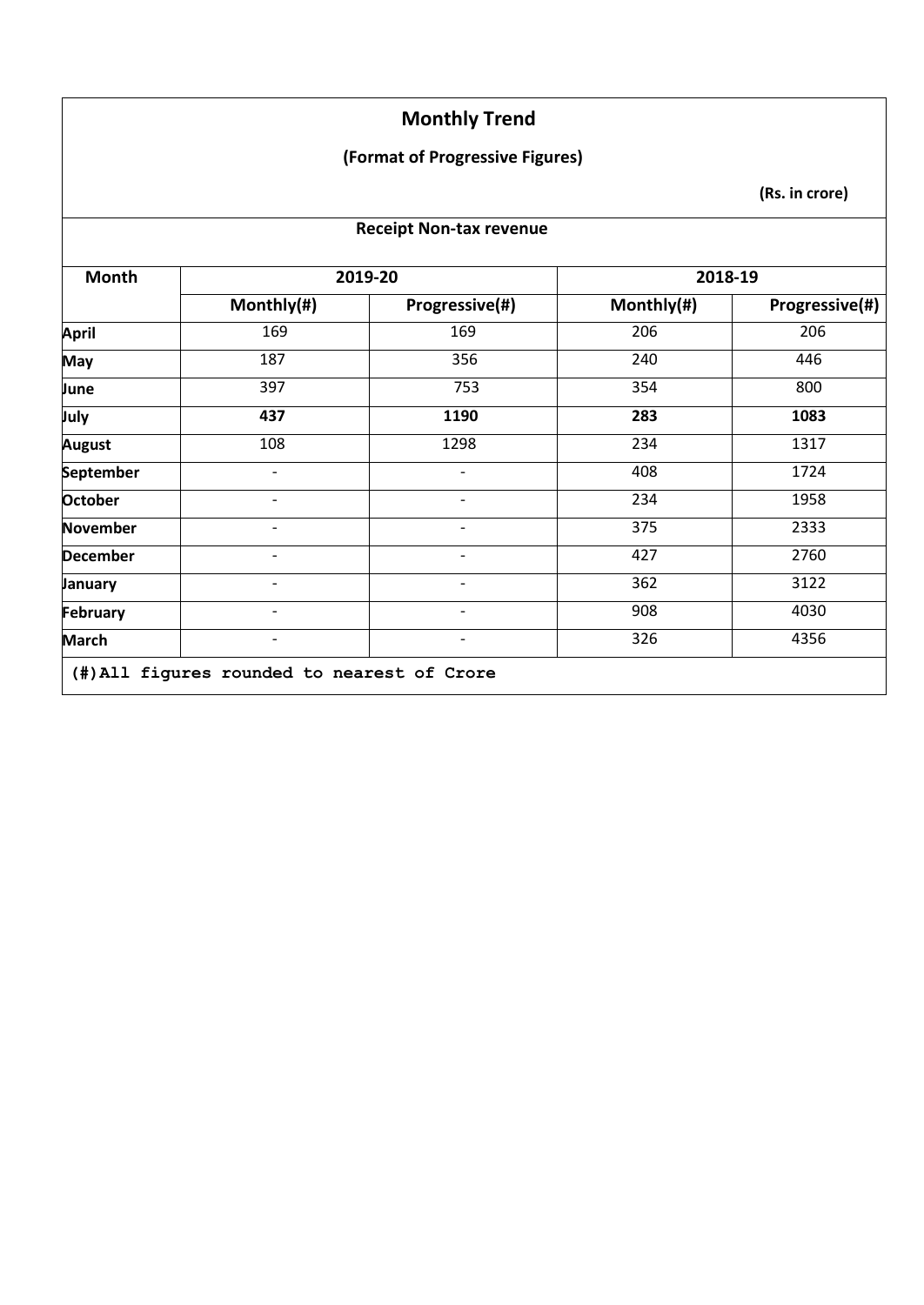## Monthly Trend

**(Format of Progressive Figures)**

**(Rs. in crore)**

### Receipt Non-tax revenue

| Month | 2019-20 | | 2018-19 | |
|---|---|---|---|---|
| | Monthly(#) | Progressive(#) | Monthly(#) | Progressive(#) |
| **April** | 169 | 169 | 206 | 206 |
| **May** | 187 | 356 | 240 | 446 |
| **June** | 397 | 753 | 354 | 800 |
| **July** | **437** | **1190** | **283** | **1083** |
| **August** | 108 | 1298 | 234 | 1317 |
| **September** | - | - | 408 | 1724 |
| **October** | - | - | 234 | 1958 |
| **November** | - | - | 375 | 2333 |
| **December** | - | - | 427 | 2760 |
| **January** | - | - | 362 | 3122 |
| **February** | - | - | 908 | 4030 |
| **March** | - | - | 326 | 4356 |

**(#)All figures rounded to nearest of Crore**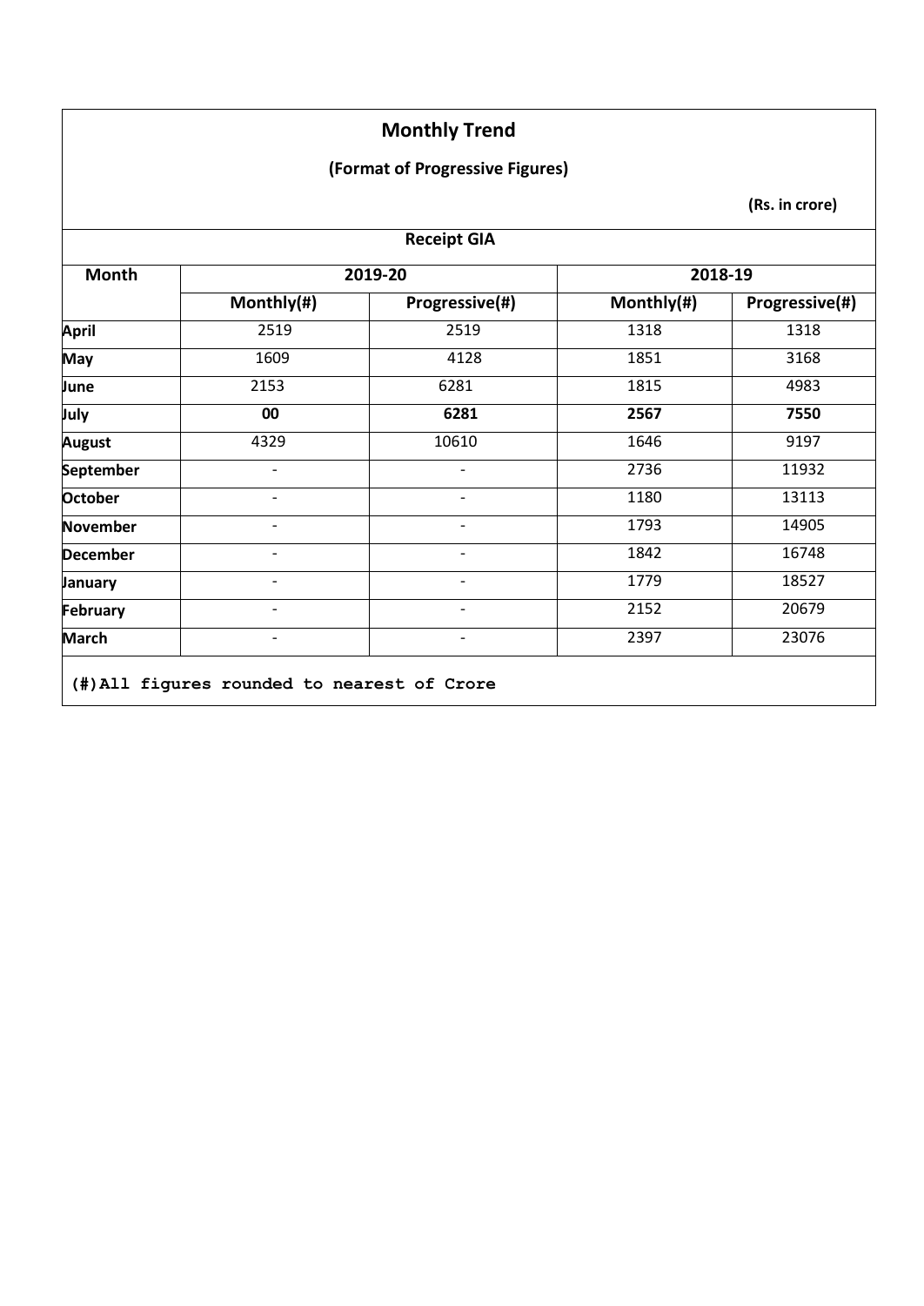## Monthly Trend

**(Format of Progressive Figures)**

**(Rs. in crore)**

| Receipt GIA | | | | |
|---|---|---|---|---|
| **Month** | **2019-20** | | **2018-19** | |
| | **Monthly(#)** | **Progressive(#)** | **Monthly(#)** | **Progressive(#)** |
| **April** | 2519 | 2519 | 1318 | 1318 |
| **May** | 1609 | 4128 | 1851 | 3168 |
| **June** | 2153 | 6281 | 1815 | 4983 |
| **July** | **00** | **6281** | **2567** | **7550** |
| **August** | 4329 | 10610 | 1646 | 9197 |
| **September** | - | - | 2736 | 11932 |
| **October** | - | - | 1180 | 13113 |
| **November** | - | - | 1793 | 14905 |
| **December** | - | - | 1842 | 16748 |
| **January** | - | - | 1779 | 18527 |
| **February** | - | - | 2152 | 20679 |
| **March** | - | - | 2397 | 23076 |

**(#)All figures rounded to nearest of Crore**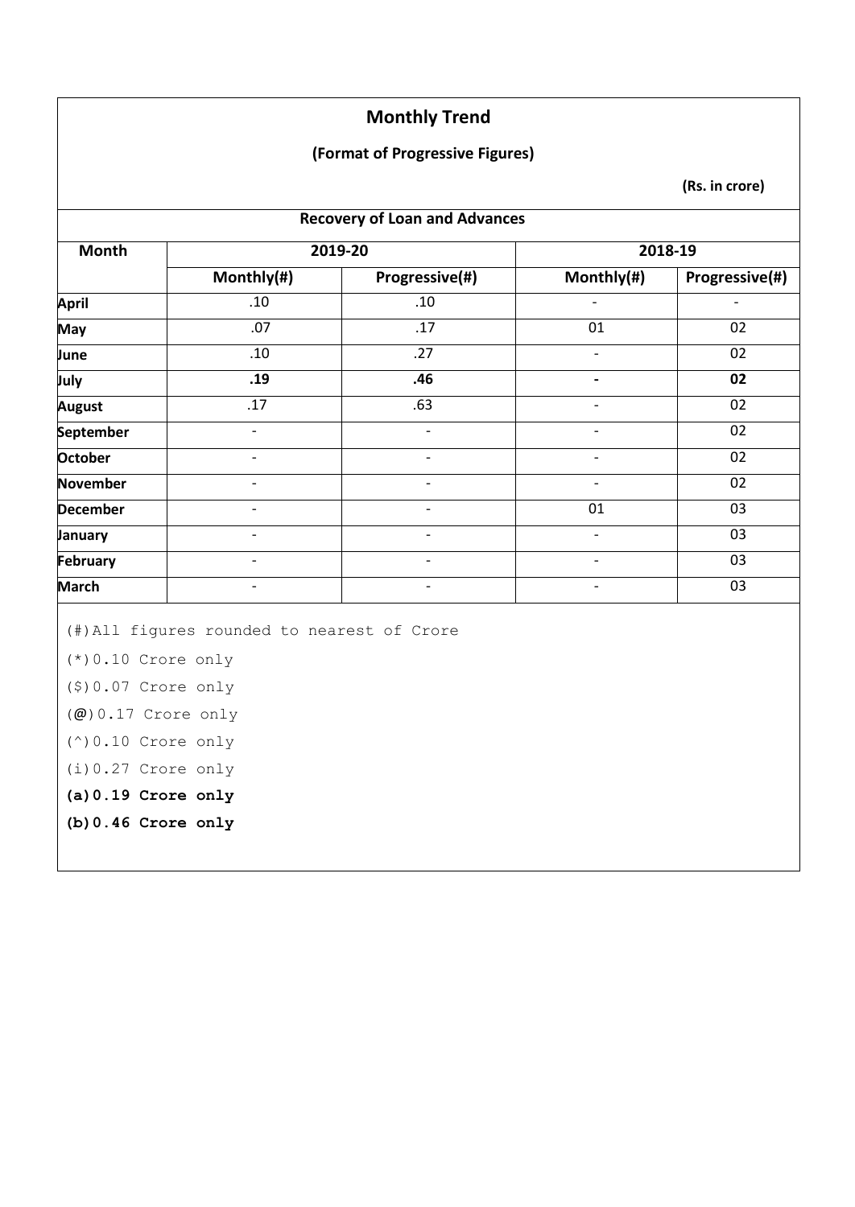## Monthly Trend

### (Format of Progressive Figures)

**(Rs. in crore)**

### Recovery of Loan and Advances

| Month | 2019-20 | | 2018-19 | |
|---|---|---|---|---|
| | Monthly(#) | Progressive(#) | Monthly(#) | Progressive(#) |
| **April** | .10 | .10 | - | - |
| **May** | .07 | .17 | 01 | 02 |
| **June** | .10 | .27 | - | 02 |
| **July** | **.19** | **.46** | **-** | **02** |
| **August** | .17 | .63 | - | 02 |
| **September** | - | - | - | 02 |
| **October** | - | - | - | 02 |
| **November** | - | - | - | 02 |
| **December** | - | - | 01 | 03 |
| **January** | - | - | - | 03 |
| **February** | - | - | - | 03 |
| **March** | - | - | - | 03 |

(#)All figures rounded to nearest of Crore

(*)0.10 Crore only

($)0.07 Crore only

(@)0.17 Crore only

(^)0.10 Crore only

(i)0.27 Crore only

**(a)0.19 Crore only**

**(b)0.46 Crore only**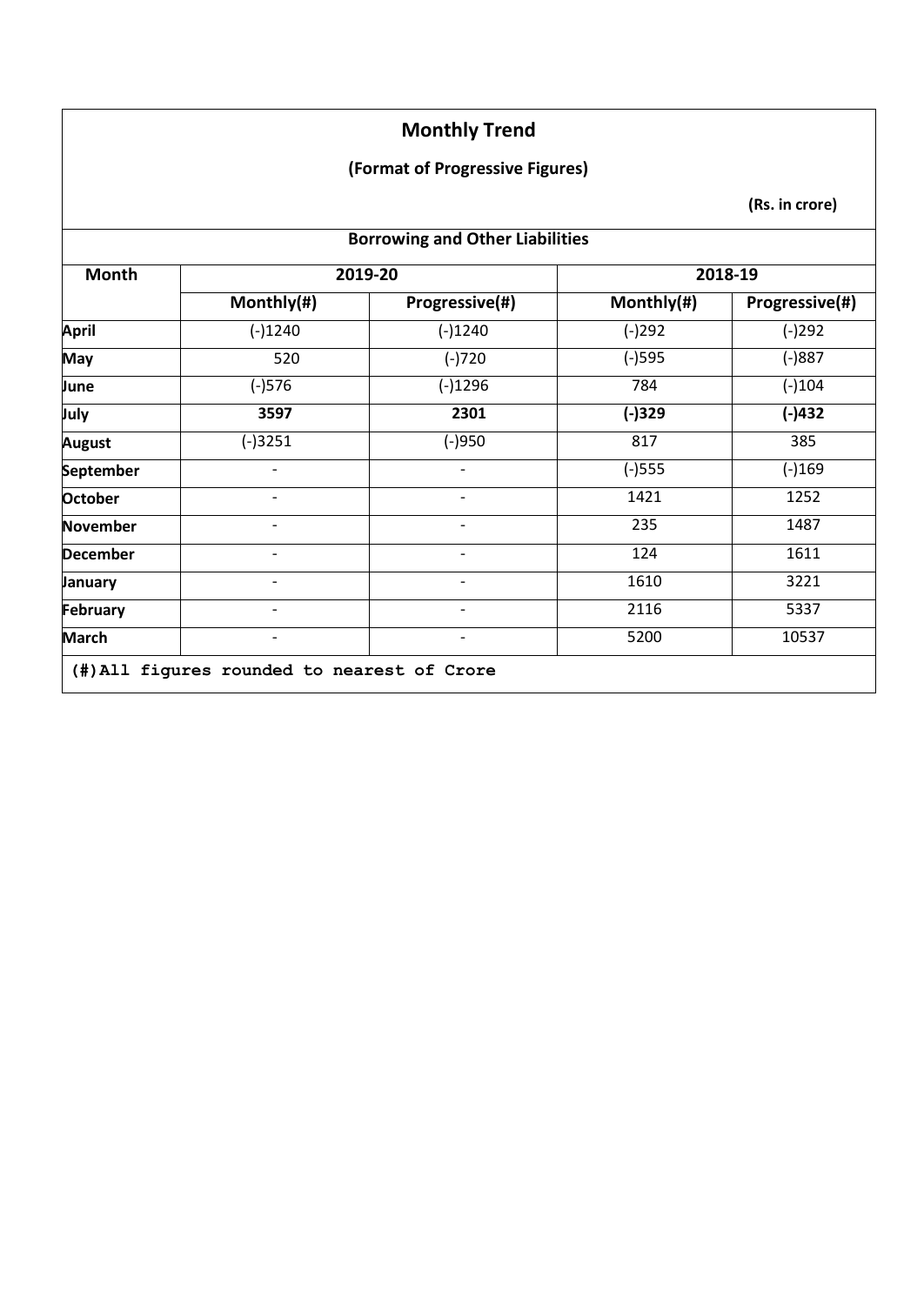# Monthly Trend

## (Format of Progressive Figures)

**(Rs. in crore)**

### Borrowing and Other Liabilities

| Month | 2019-20 | | 2018-19 | |
|---|---|---|---|---|
| | Monthly(#) | Progressive(#) | Monthly(#) | Progressive(#) |
| **April** | (-)1240 | (-)1240 | (-)292 | (-)292 |
| **May** | 520 | (-)720 | (-)595 | (-)887 |
| **June** | (-)576 | (-)1296 | 784 | (-)104 |
| **July** | **3597** | **2301** | **(-)329** | **(-)432** |
| **August** | (-)3251 | (-)950 | 817 | 385 |
| **September** | - | - | (-)555 | (-)169 |
| **October** | - | - | 1421 | 1252 |
| **November** | - | - | 235 | 1487 |
| **December** | - | - | 124 | 1611 |
| **January** | - | - | 1610 | 3221 |
| **February** | - | - | 2116 | 5337 |
| **March** | - | - | 5200 | 10537 |

**(#)All figures rounded to nearest of Crore**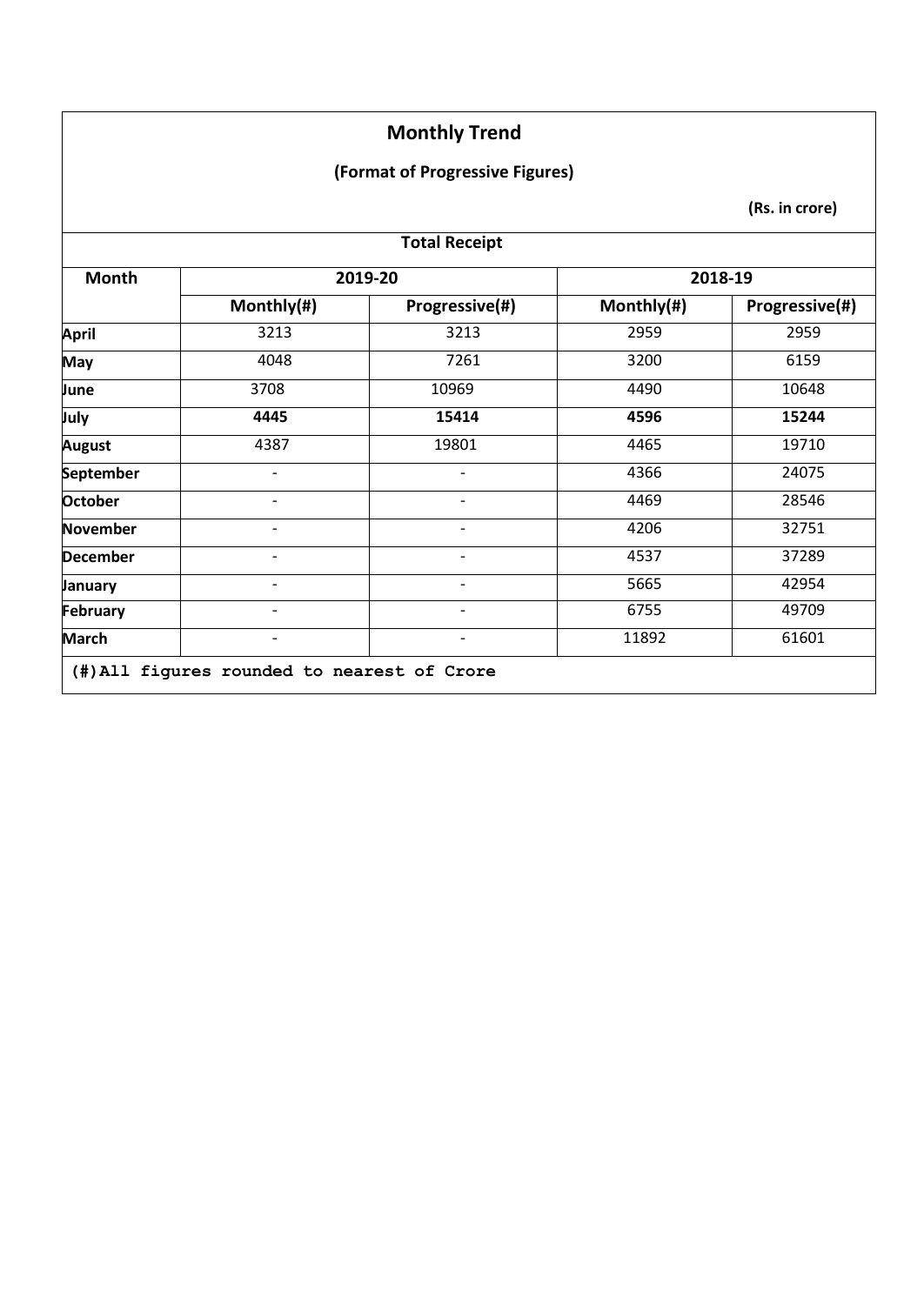## Monthly Trend

### (Format of Progressive Figures)

**(Rs. in crore)**

**Total Receipt**

| Month | 2019-20 | | 2018-19 | |
|---|---|---|---|---|
| | Monthly(#) | Progressive(#) | Monthly(#) | Progressive(#) |
| **April** | 3213 | 3213 | 2959 | 2959 |
| **May** | 4048 | 7261 | 3200 | 6159 |
| **June** | 3708 | 10969 | 4490 | 10648 |
| **July** | **4445** | **15414** | **4596** | **15244** |
| **August** | 4387 | 19801 | 4465 | 19710 |
| **September** | - | - | 4366 | 24075 |
| **October** | - | - | 4469 | 28546 |
| **November** | - | - | 4206 | 32751 |
| **December** | - | - | 4537 | 37289 |
| **January** | - | - | 5665 | 42954 |
| **February** | - | - | 6755 | 49709 |
| **March** | - | - | 11892 | 61601 |

**(#)All figures rounded to nearest of Crore**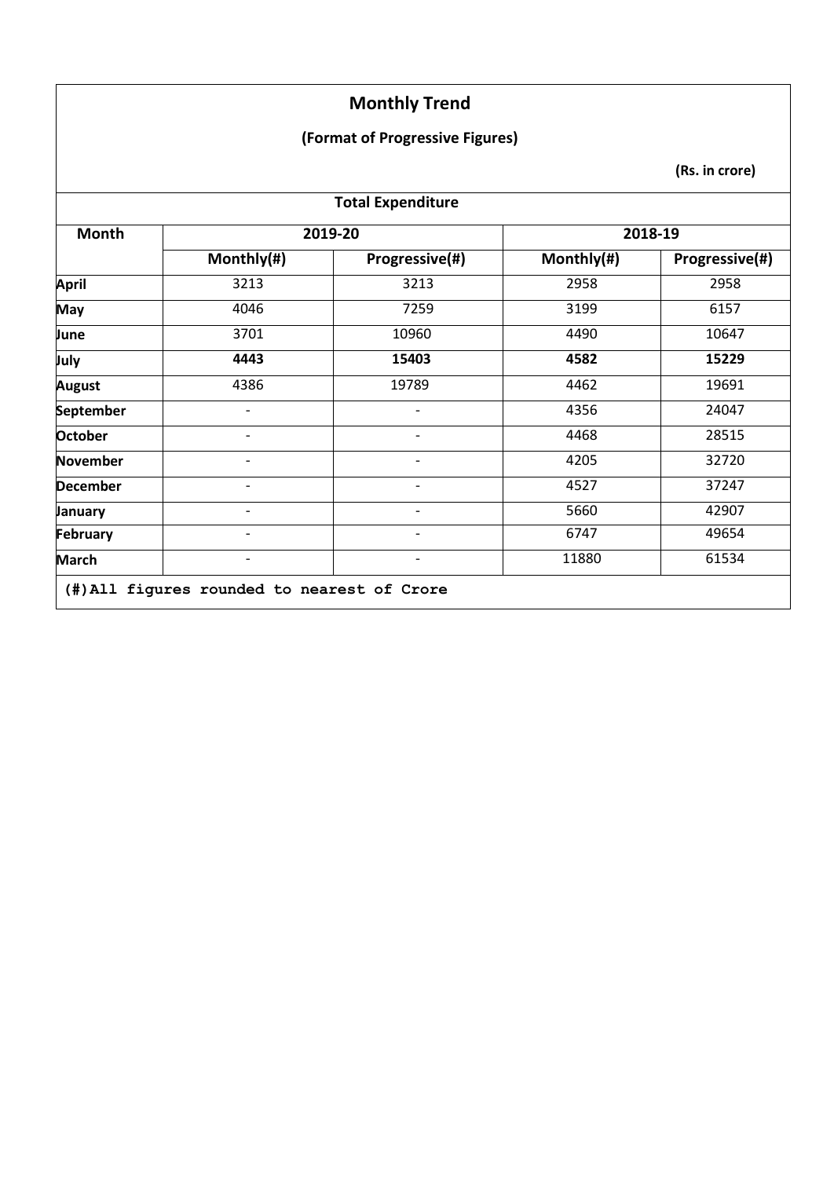## Monthly Trend

### (Format of Progressive Figures)

**(Rs. in crore)**

| Total Expenditure | | | | |
|---|---|---|---|---|
| **Month** | **2019-20** | | **2018-19** | |
| | **Monthly(#)** | **Progressive(#)** | **Monthly(#)** | **Progressive(#)** |
| **April** | 3213 | 3213 | 2958 | 2958 |
| **May** | 4046 | 7259 | 3199 | 6157 |
| **June** | 3701 | 10960 | 4490 | 10647 |
| **July** | **4443** | **15403** | **4582** | **15229** |
| **August** | 4386 | 19789 | 4462 | 19691 |
| **September** | - | - | 4356 | 24047 |
| **October** | - | - | 4468 | 28515 |
| **November** | - | - | 4205 | 32720 |
| **December** | - | - | 4527 | 37247 |
| **January** | - | - | 5660 | 42907 |
| **February** | - | - | 6747 | 49654 |
| **March** | - | - | 11880 | 61534 |

**(#)All figures rounded to nearest of Crore**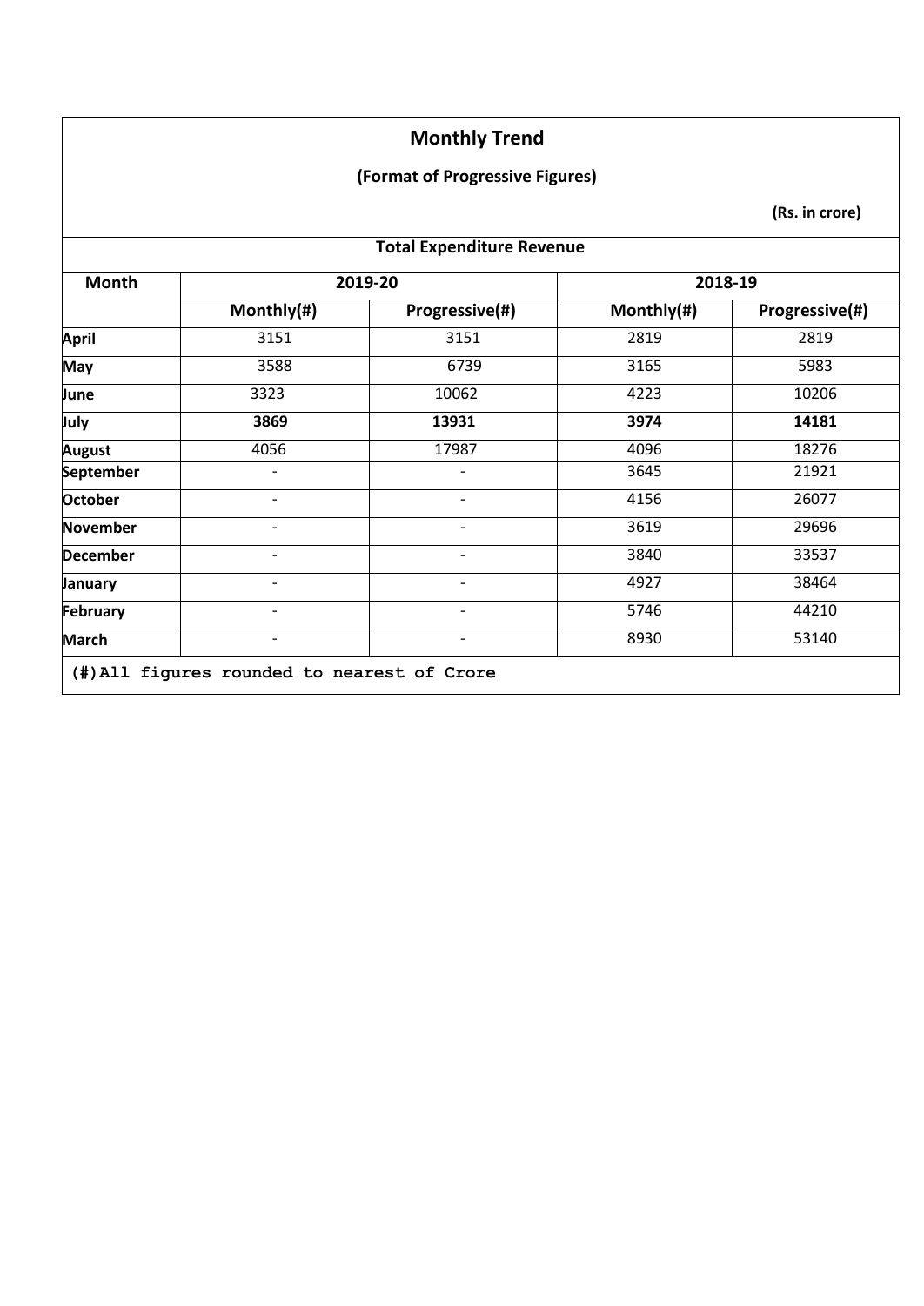## Monthly Trend

### (Format of Progressive Figures)

**(Rs. in crore)**

**Total Expenditure Revenue**

| Month | 2019-20 | | 2018-19 | |
|---|---|---|---|---|
| | Monthly(#) | Progressive(#) | Monthly(#) | Progressive(#) |
| **April** | 3151 | 3151 | 2819 | 2819 |
| **May** | 3588 | 6739 | 3165 | 5983 |
| **June** | 3323 | 10062 | 4223 | 10206 |
| **July** | **3869** | **13931** | **3974** | **14181** |
| **August** | 4056 | 17987 | 4096 | 18276 |
| **September** | - | - | 3645 | 21921 |
| **October** | - | - | 4156 | 26077 |
| **November** | - | - | 3619 | 29696 |
| **December** | - | - | 3840 | 33537 |
| **January** | - | - | 4927 | 38464 |
| **February** | - | - | 5746 | 44210 |
| **March** | - | - | 8930 | 53140 |

**(#)All figures rounded to nearest of Crore**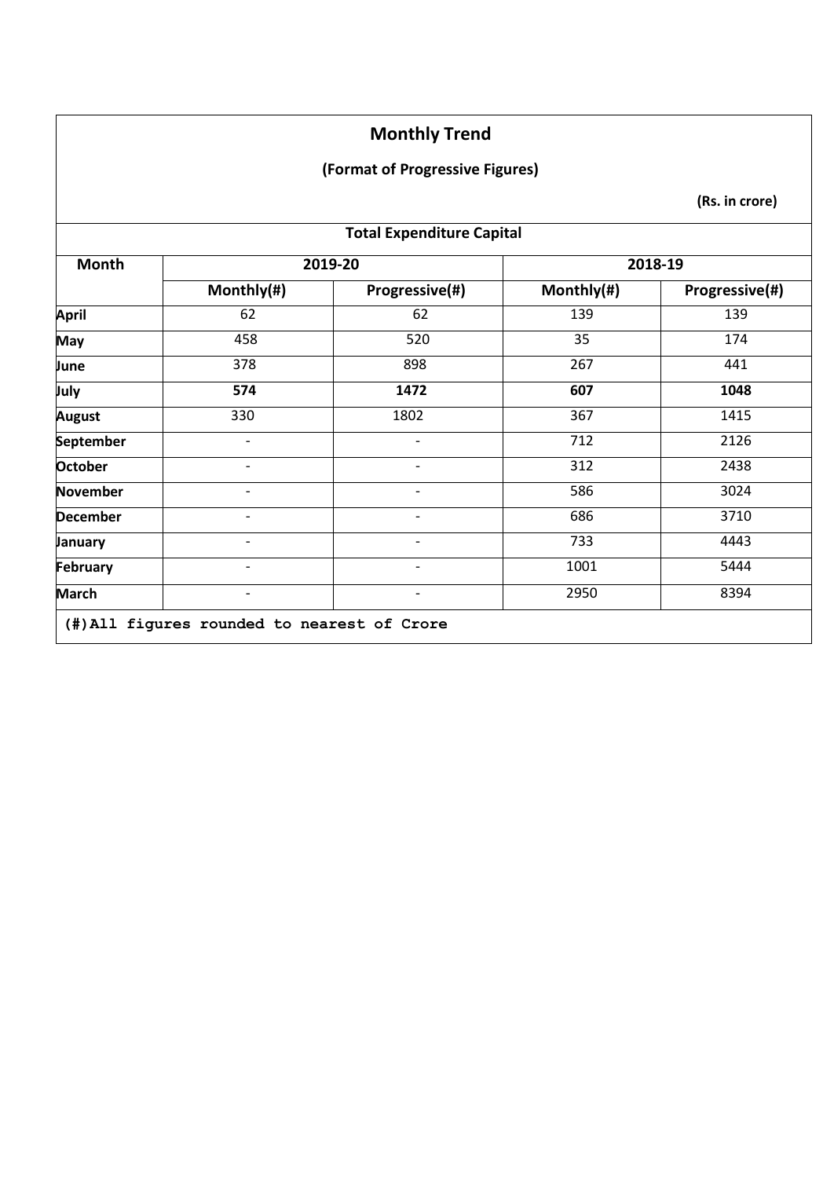## Monthly Trend

### (Format of Progressive Figures)

**(Rs. in crore)**

**Total Expenditure Capital**

| Month | 2019-20 | | 2018-19 | |
|---|---|---|---|---|
| | Monthly(#) | Progressive(#) | Monthly(#) | Progressive(#) |
| **April** | 62 | 62 | 139 | 139 |
| **May** | 458 | 520 | 35 | 174 |
| **June** | 378 | 898 | 267 | 441 |
| **July** | **574** | **1472** | **607** | **1048** |
| **August** | 330 | 1802 | 367 | 1415 |
| **September** | - | - | 712 | 2126 |
| **October** | - | - | 312 | 2438 |
| **November** | - | - | 586 | 3024 |
| **December** | - | - | 686 | 3710 |
| **January** | - | - | 733 | 4443 |
| **February** | - | - | 1001 | 5444 |
| **March** | - | - | 2950 | 8394 |

**(#)All figures rounded to nearest of Crore**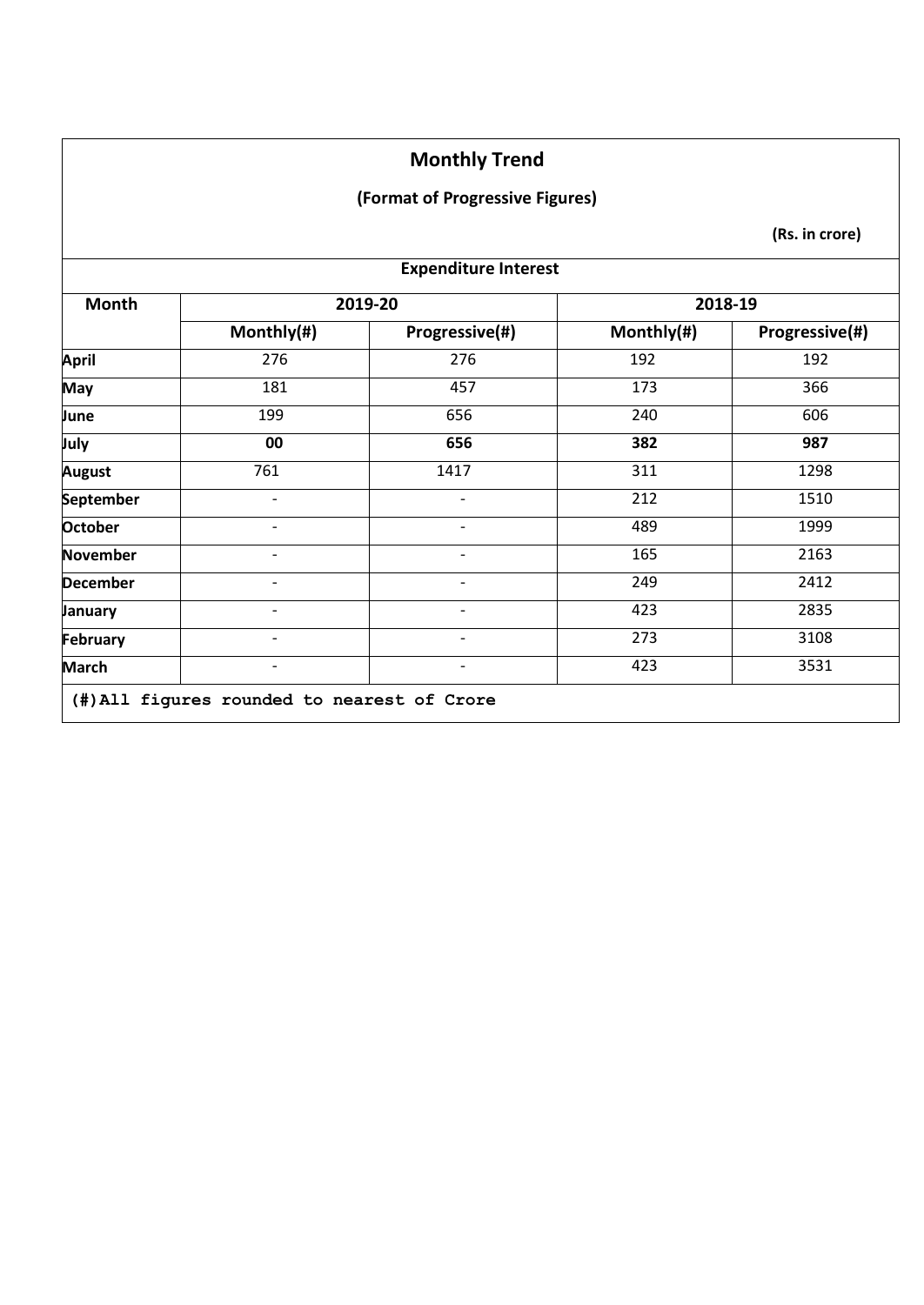## Monthly Trend

**(Format of Progressive Figures)**

**(Rs. in crore)**

**Expenditure Interest**

| Month | 2019-20 | | 2018-19 | |
|---|---|---|---|---|
| | Monthly(#) | Progressive(#) | Monthly(#) | Progressive(#) |
| **April** | 276 | 276 | 192 | 192 |
| **May** | 181 | 457 | 173 | 366 |
| **June** | 199 | 656 | 240 | 606 |
| **July** | **00** | **656** | **382** | **987** |
| **August** | 761 | 1417 | 311 | 1298 |
| **September** | - | - | 212 | 1510 |
| **October** | - | - | 489 | 1999 |
| **November** | - | - | 165 | 2163 |
| **December** | - | - | 249 | 2412 |
| **January** | - | - | 423 | 2835 |
| **February** | - | - | 273 | 3108 |
| **March** | - | - | 423 | 3531 |

**(#)All figures rounded to nearest of Crore**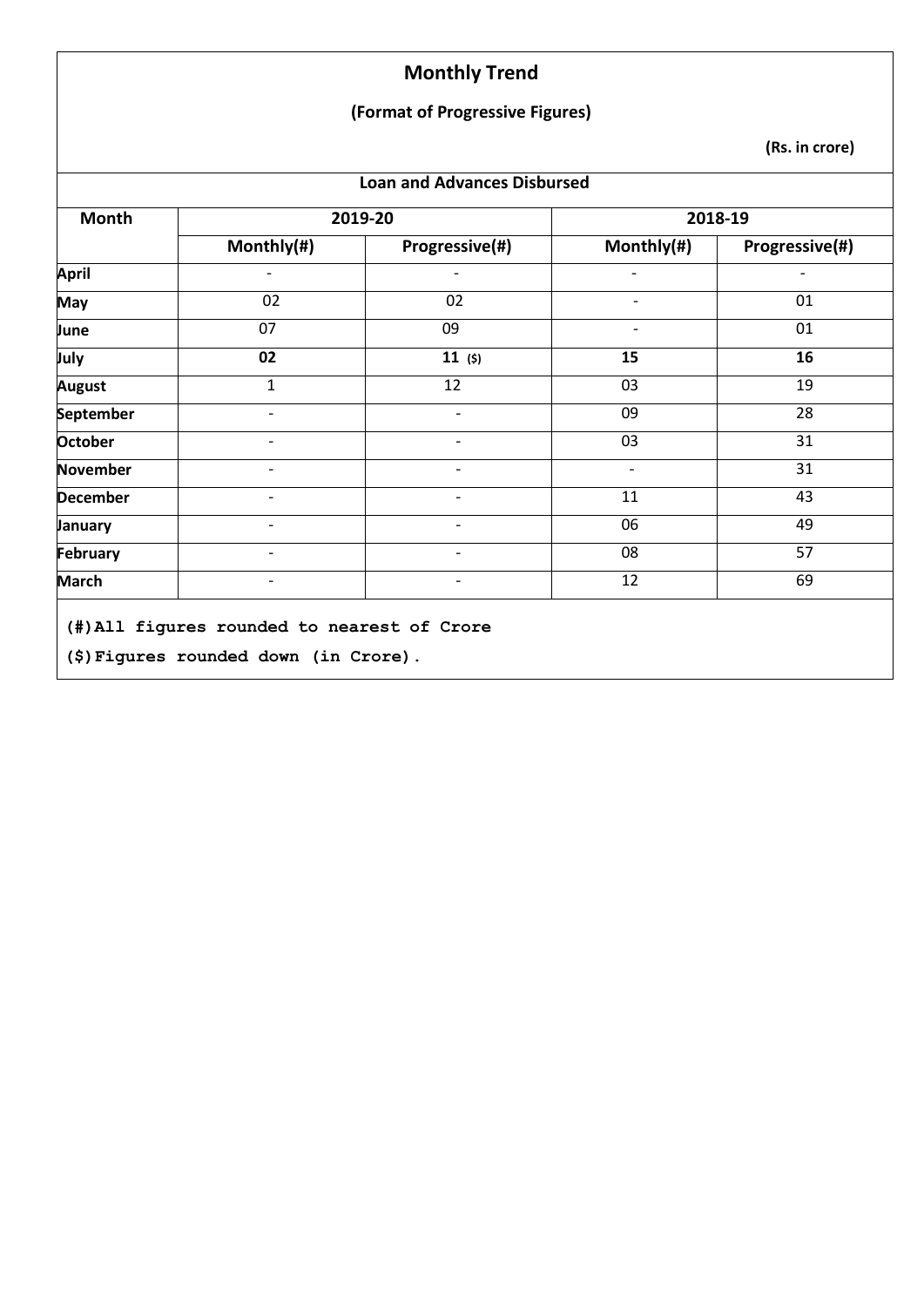# Monthly Trend

## (Format of Progressive Figures)

**(Rs. in crore)**

**Loan and Advances Disbursed**

| Month | 2019-20 | | 2018-19 | |
|---|---|---|---|---|
| | Monthly(#) | Progressive(#) | Monthly(#) | Progressive(#) |
| **April** | - | - | - | - |
| **May** | 02 | 02 | - | 01 |
| **June** | 07 | 09 | - | 01 |
| **July** | **02** | **11** ($) | **15** | **16** |
| **August** | 1 | 12 | 03 | 19 |
| **September** | - | - | 09 | 28 |
| **October** | - | - | 03 | 31 |
| **November** | - | - | - | 31 |
| **December** | - | - | 11 | 43 |
| **January** | - | - | 06 | 49 |
| **February** | - | - | 08 | 57 |
| **March** | - | - | 12 | 69 |

**(#)All figures rounded to nearest of Crore**

**($)Figures rounded down (in Crore).**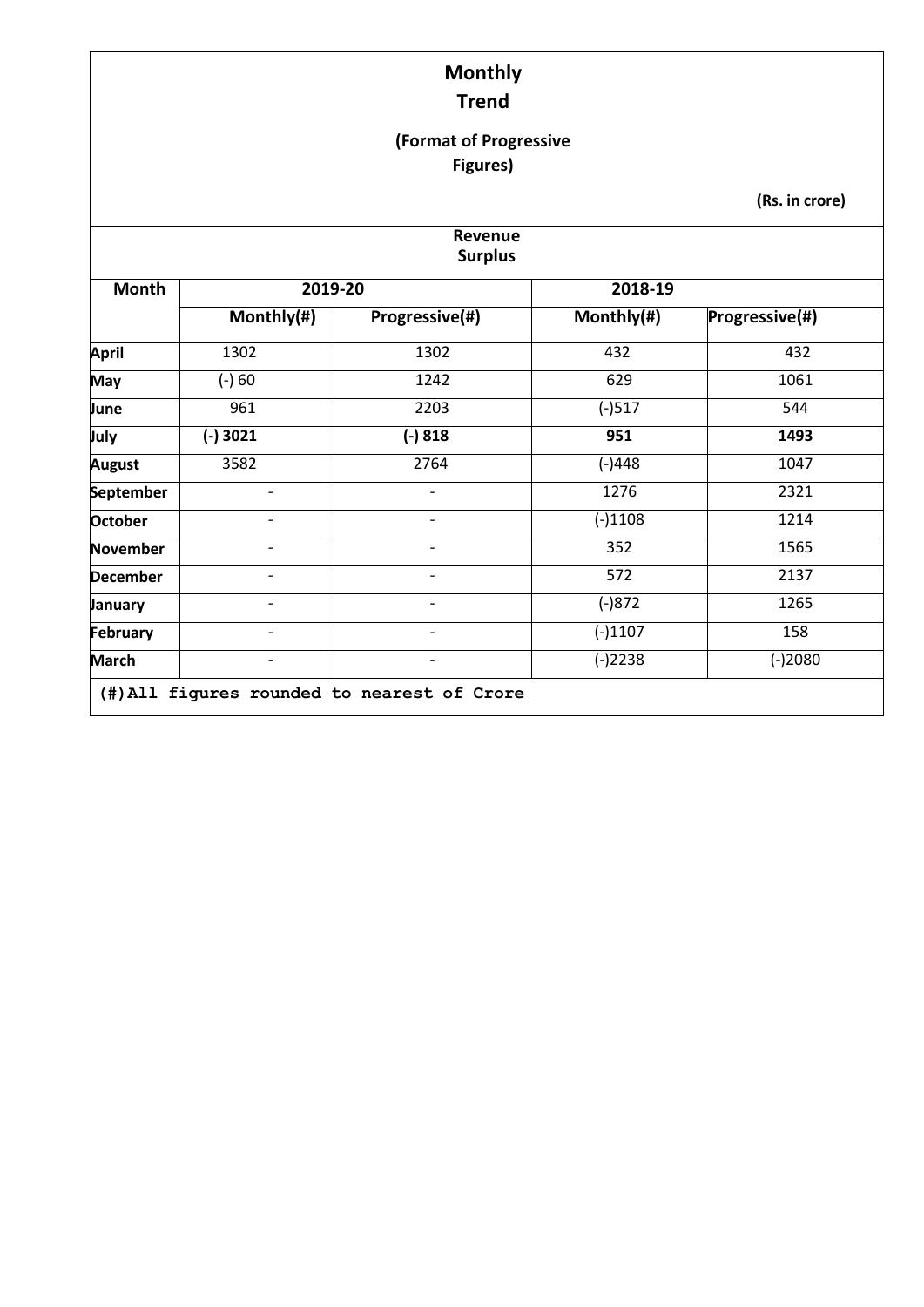# Monthly Trend

## (Format of Progressive Figures)

**(Rs. in crore)**

### Revenue Surplus

| Month | 2019-20 | | 2018-19 | |
|---|---|---|---|---|
| | Monthly(#) | Progressive(#) | Monthly(#) | Progressive(#) |
| **April** | 1302 | 1302 | 432 | 432 |
| **May** | (-) 60 | 1242 | 629 | 1061 |
| **June** | 961 | 2203 | (-)517 | 544 |
| **July** | **(-) 3021** | **(-) 818** | **951** | **1493** |
| **August** | 3582 | 2764 | (-)448 | 1047 |
| **September** | - | - | 1276 | 2321 |
| **October** | - | - | (-)1108 | 1214 |
| **November** | - | - | 352 | 1565 |
| **December** | - | - | 572 | 2137 |
| **January** | - | - | (-)872 | 1265 |
| **February** | - | - | (-)1107 | 158 |
| **March** | - | - | (-)2238 | (-)2080 |

**(#)All figures rounded to nearest of Crore**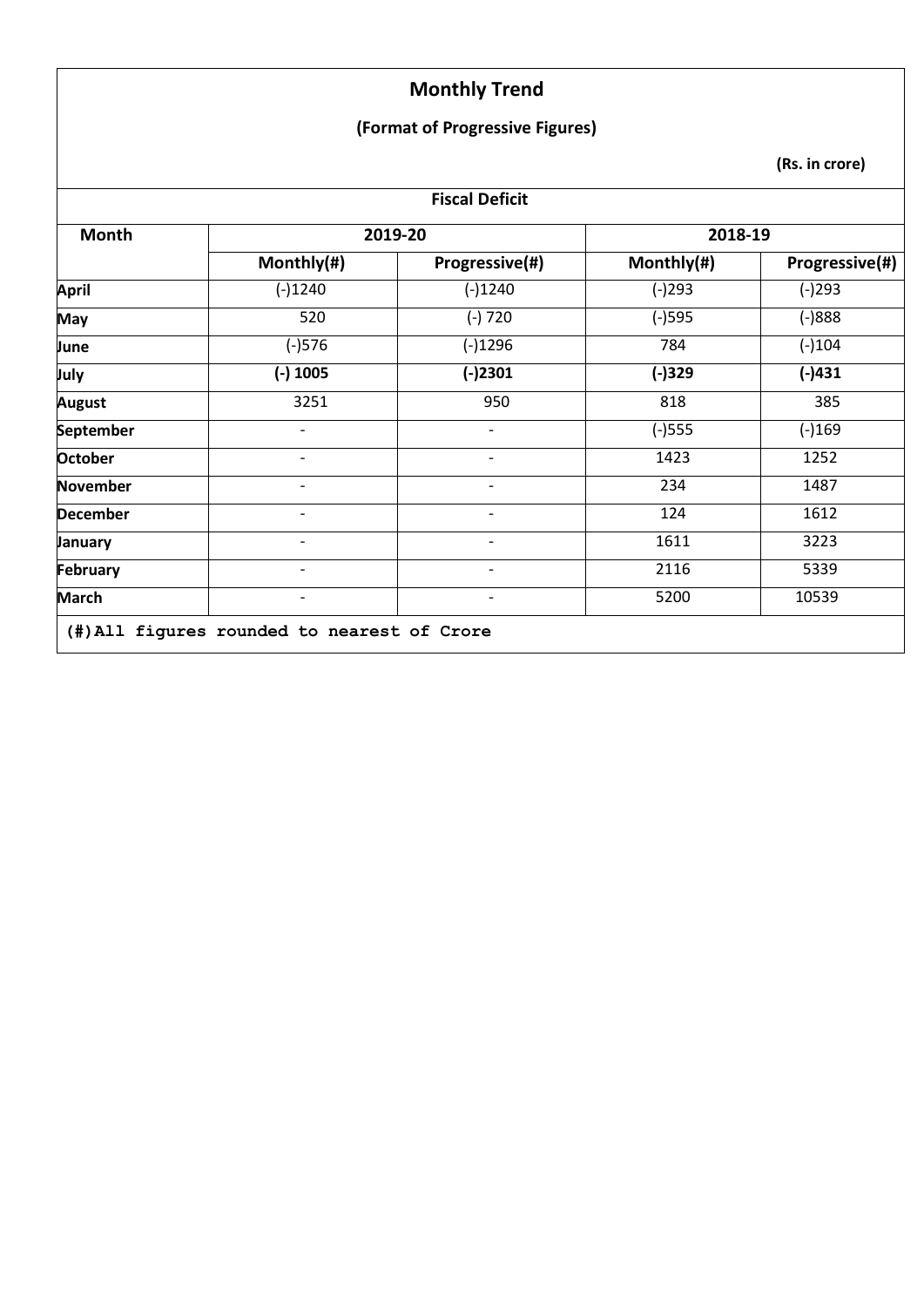# Monthly Trend

## (Format of Progressive Figures)

**(Rs. in crore)**

| Fiscal Deficit | | | | |
|---|---|---|---|---|
| **Month** | **2019-20** | | **2018-19** | |
| | **Monthly(#)** | **Progressive(#)** | **Monthly(#)** | **Progressive(#)** |
| **April** | (-)1240 | (-)1240 | (-)293 | (-)293 |
| **May** | 520 | (-) 720 | (-)595 | (-)888 |
| **June** | (-)576 | (-)1296 | 784 | (-)104 |
| **July** | **(-) 1005** | **(-)2301** | **(-)329** | **(-)431** |
| **August** | 3251 | 950 | 818 | 385 |
| **September** | - | - | (-)555 | (-)169 |
| **October** | - | - | 1423 | 1252 |
| **November** | - | - | 234 | 1487 |
| **December** | - | - | 124 | 1612 |
| **January** | - | - | 1611 | 3223 |
| **February** | - | - | 2116 | 5339 |
| **March** | - | - | 5200 | 10539 |

**(#)All figures rounded to nearest of Crore**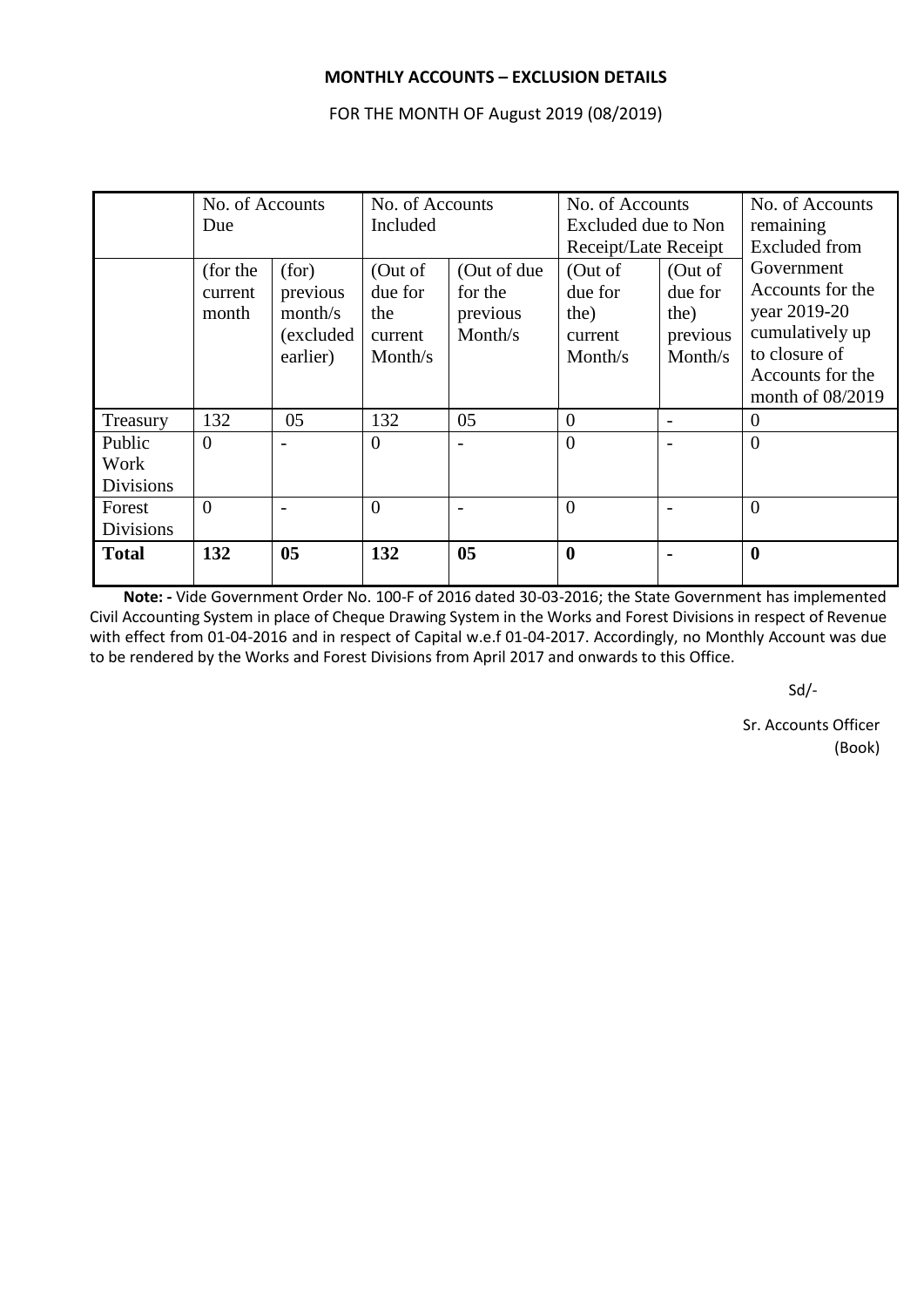**MONTHLY ACCOUNTS – EXCLUSION DETAILS**

FOR THE MONTH OF August 2019 (08/2019)

| | No. of Accounts Due | | No. of Accounts Included | | No. of Accounts Excluded due to Non Receipt/Late Receipt | | No. of Accounts remaining Excluded from Government Accounts for the year 2019-20 cumulatively up to closure of Accounts for the month of 08/2019 |
|---|---|---|---|---|---|---|---|
| | (for the current month | (for) previous month/s (excluded earlier) | (Out of due for the current Month/s | (Out of due for the previous Month/s | (Out of due for the) current Month/s | (Out of due for the) previous Month/s | |
| Treasury | 132 | 05 | 132 | 05 | 0 | - | 0 |
| Public Work Divisions | 0 | - | 0 | - | 0 | - | 0 |
| Forest Divisions | 0 | - | 0 | - | 0 | - | 0 |
| **Total** | **132** | **05** | **132** | **05** | **0** | **-** | **0** |

**Note: -** Vide Government Order No. 100-F of 2016 dated 30-03-2016; the State Government has implemented Civil Accounting System in place of Cheque Drawing System in the Works and Forest Divisions in respect of Revenue with effect from 01-04-2016 and in respect of Capital w.e.f 01-04-2017. Accordingly, no Monthly Account was due to be rendered by the Works and Forest Divisions from April 2017 and onwards to this Office.

Sd/-

Sr. Accounts Officer
(Book)